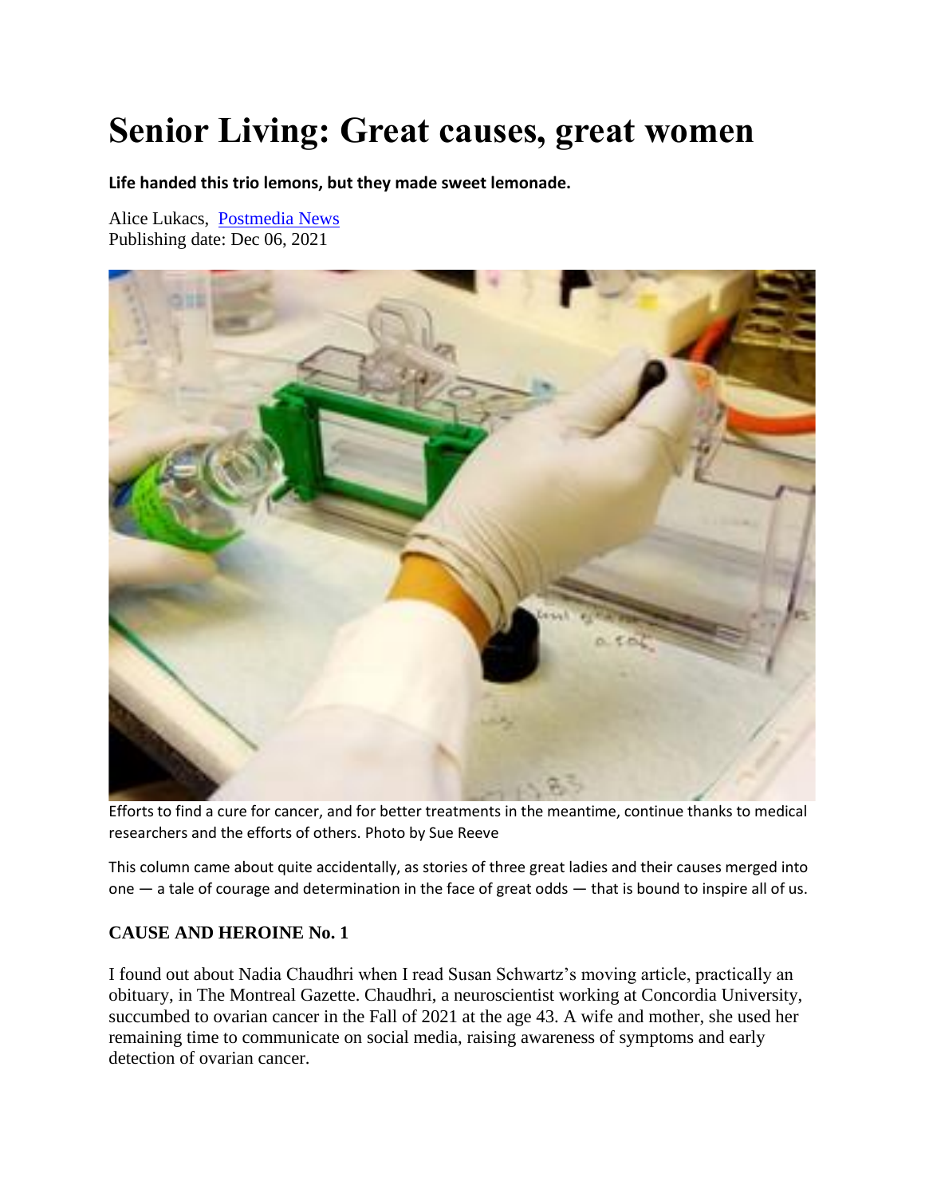# Senior Living: Great causes, great women

**Life handed this trio lemons, but they made sweet lemonade.**

Alice Lukacs, [Postmedia News](#)
Publishing date: Dec 06, 2021

Efforts to find a cure for cancer, and for better treatments in the meantime, continue thanks to medical researchers and the efforts of others. Photo by Sue Reeve

This column came about quite accidentally, as stories of three great ladies and their causes merged into one — a tale of courage and determination in the face of great odds — that is bound to inspire all of us.

### CAUSE AND HEROINE No. 1

I found out about Nadia Chaudhri when I read Susan Schwartz's moving article, practically an obituary, in The Montreal Gazette. Chaudhri, a neuroscientist working at Concordia University, succumbed to ovarian cancer in the Fall of 2021 at the age 43. A wife and mother, she used her remaining time to communicate on social media, raising awareness of symptoms and early detection of ovarian cancer.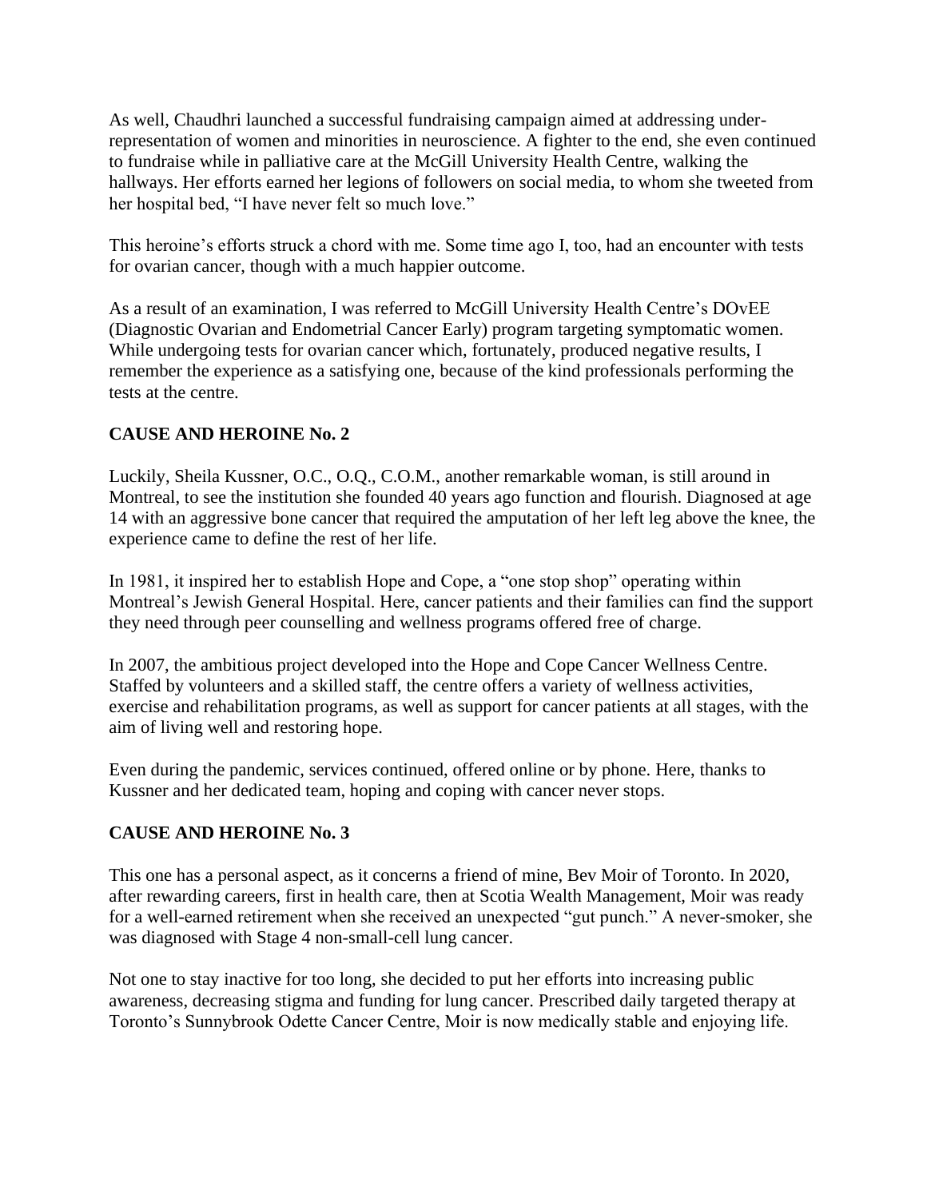As well, Chaudhri launched a successful fundraising campaign aimed at addressing under-representation of women and minorities in neuroscience. A fighter to the end, she even continued to fundraise while in palliative care at the McGill University Health Centre, walking the hallways. Her efforts earned her legions of followers on social media, to whom she tweeted from her hospital bed, "I have never felt so much love."

This heroine's efforts struck a chord with me. Some time ago I, too, had an encounter with tests for ovarian cancer, though with a much happier outcome.

As a result of an examination, I was referred to McGill University Health Centre's DOvEE (Diagnostic Ovarian and Endometrial Cancer Early) program targeting symptomatic women. While undergoing tests for ovarian cancer which, fortunately, produced negative results, I remember the experience as a satisfying one, because of the kind professionals performing the tests at the centre.

**CAUSE AND HEROINE No. 2**

Luckily, Sheila Kussner, O.C., O.Q., C.O.M., another remarkable woman, is still around in Montreal, to see the institution she founded 40 years ago function and flourish. Diagnosed at age 14 with an aggressive bone cancer that required the amputation of her left leg above the knee, the experience came to define the rest of her life.

In 1981, it inspired her to establish Hope and Cope, a "one stop shop" operating within Montreal's Jewish General Hospital. Here, cancer patients and their families can find the support they need through peer counselling and wellness programs offered free of charge.

In 2007, the ambitious project developed into the Hope and Cope Cancer Wellness Centre. Staffed by volunteers and a skilled staff, the centre offers a variety of wellness activities, exercise and rehabilitation programs, as well as support for cancer patients at all stages, with the aim of living well and restoring hope.

Even during the pandemic, services continued, offered online or by phone. Here, thanks to Kussner and her dedicated team, hoping and coping with cancer never stops.

**CAUSE AND HEROINE No. 3**

This one has a personal aspect, as it concerns a friend of mine, Bev Moir of Toronto. In 2020, after rewarding careers, first in health care, then at Scotia Wealth Management, Moir was ready for a well-earned retirement when she received an unexpected "gut punch." A never-smoker, she was diagnosed with Stage 4 non-small-cell lung cancer.

Not one to stay inactive for too long, she decided to put her efforts into increasing public awareness, decreasing stigma and funding for lung cancer. Prescribed daily targeted therapy at Toronto's Sunnybrook Odette Cancer Centre, Moir is now medically stable and enjoying life.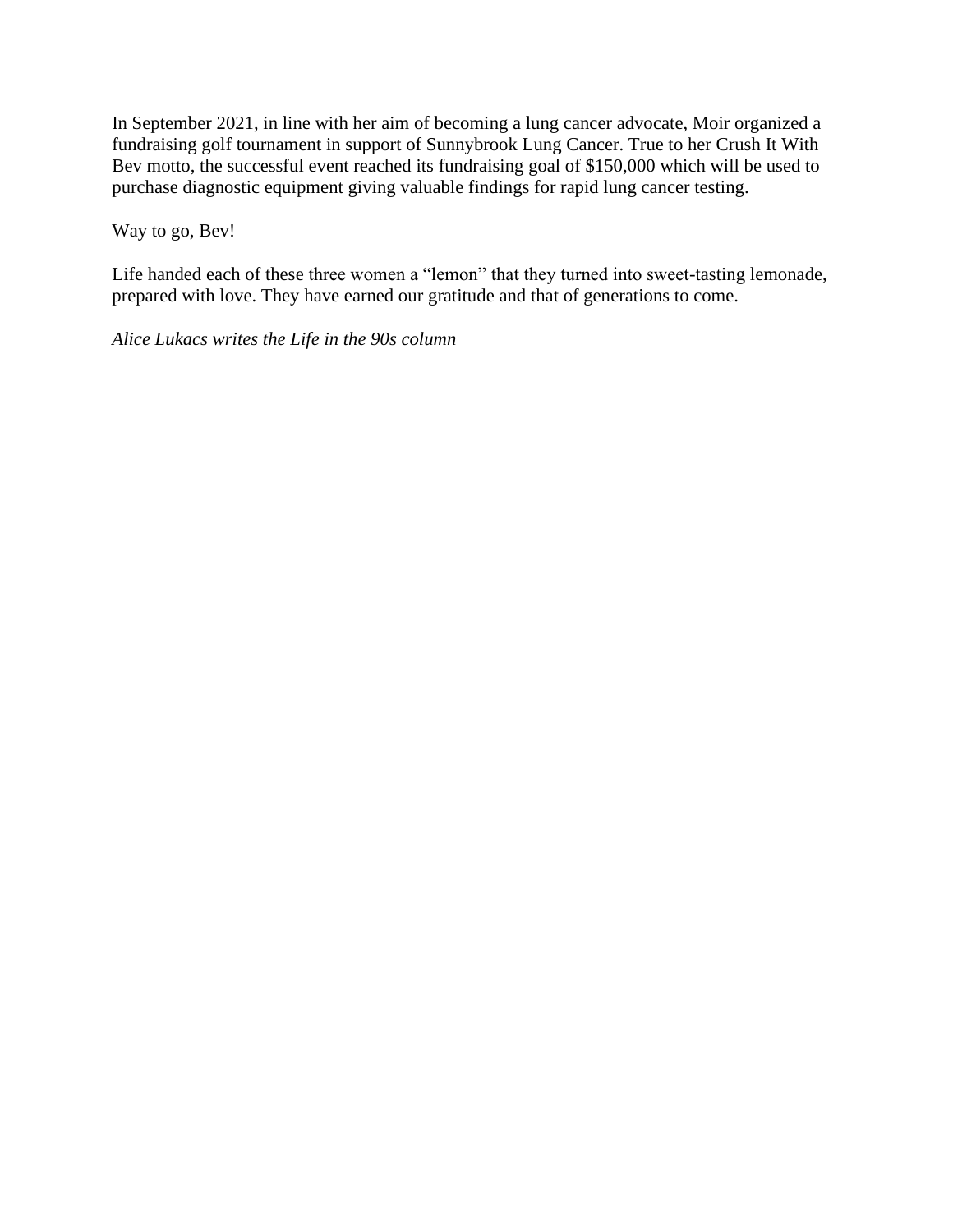In September 2021, in line with her aim of becoming a lung cancer advocate, Moir organized a fundraising golf tournament in support of Sunnybrook Lung Cancer. True to her Crush It With Bev motto, the successful event reached its fundraising goal of $150,000 which will be used to purchase diagnostic equipment giving valuable findings for rapid lung cancer testing.

Way to go, Bev!

Life handed each of these three women a “lemon” that they turned into sweet-tasting lemonade, prepared with love. They have earned our gratitude and that of generations to come.

*Alice Lukacs writes the Life in the 90s column*